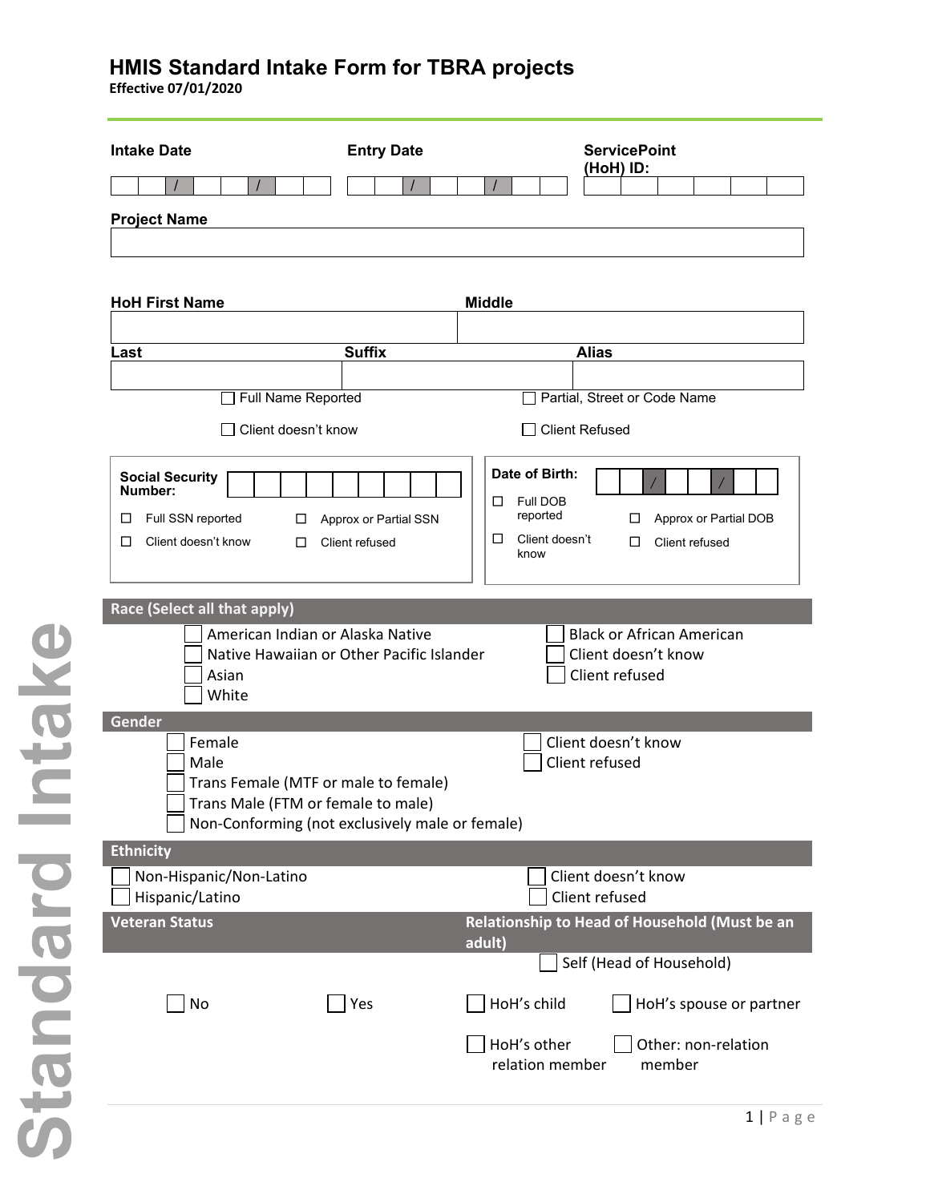# HMIS Standard Intake Form for TBRA projects

**Effective 07/01/2020**

**Intake Date** ___ / ___ / ___

**Entry Date** ___ / ___ / ___

**ServicePoint (HoH) ID:** ______

**Project Name** ______

**HoH First Name** ______ **Middle** ______

**Last** ______ **Suffix** ______ **Alias** ______

☐ Full Name Reported ☐ Partial, Street or Code Name

☐ Client doesn't know ☐ Client Refused

**Social Security Number:** ______

☐ Full SSN reported ☐ Approx or Partial SSN

☐ Client doesn't know ☐ Client refused

**Date of Birth:** ___ / ___ / ___

☐ Full DOB reported ☐ Approx or Partial DOB

☐ Client doesn't know ☐ Client refused

## Race (Select all that apply)

☐ American Indian or Alaska Native
☐ Native Hawaiian or Other Pacific Islander
☐ Asian
☐ White
☐ Black or African American
☐ Client doesn't know
☐ Client refused

## Gender

☐ Female
☐ Male
☐ Trans Female (MTF or male to female)
☐ Trans Male (FTM or female to male)
☐ Non-Conforming (not exclusively male or female)
☐ Client doesn't know
☐ Client refused

## Ethnicity

☐ Non-Hispanic/Non-Latino
☐ Hispanic/Latino
☐ Client doesn't know
☐ Client refused

## Veteran Status

☐ No ☐ Yes

## Relationship to Head of Household (Must be an adult)

☐ Self (Head of Household)
☐ HoH's child
☐ HoH's spouse or partner
☐ HoH's other relation member
☐ Other: non-relation member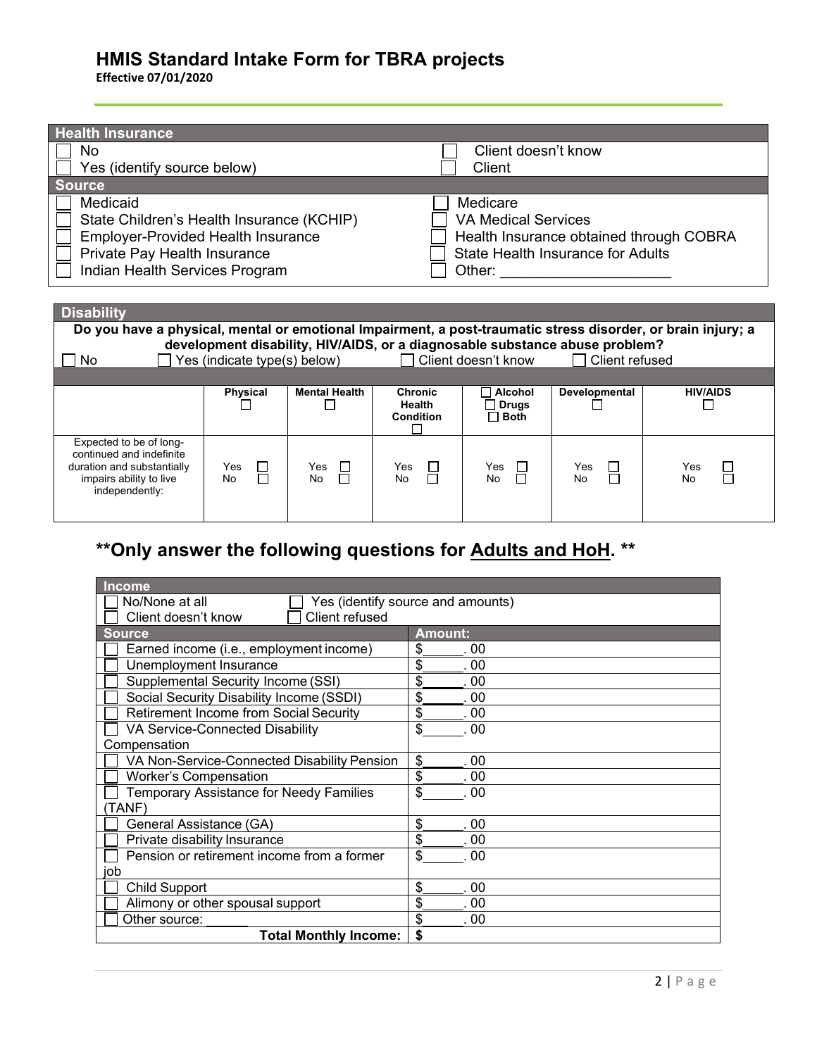# HMIS Standard Intake Form for TBRA projects

**Effective 07/01/2020**

| Health Insurance | |
|---|---|
| ☐ No | ☐ Client doesn't know |
| ☐ Yes (identify source below) | ☐ Client |
| **Source** | |
| ☐ Medicaid | ☐ Medicare |
| ☐ State Children's Health Insurance (KCHIP) | ☐ VA Medical Services |
| ☐ Employer-Provided Health Insurance | ☐ Health Insurance obtained through COBRA |
| ☐ Private Pay Health Insurance | ☐ State Health Insurance for Adults |
| ☐ Indian Health Services Program | ☐ Other: ____________________ |

## Disability

**Do you have a physical, mental or emotional Impairment, a post-traumatic stress disorder, or brain injury; a development disability, HIV/AIDS, or a diagnosable substance abuse problem?**

☐ No ☐ Yes (indicate type(s) below) ☐ Client doesn't know ☐ Client refused

| | Physical ☐ | Mental Health ☐ | Chronic Health Condition ☐ | ☐ Alcohol ☐ Drugs ☐ Both | Developmental ☐ | HIV/AIDS ☐ |
|---|---|---|---|---|---|---|
| Expected to be of long-continued and indefinite duration and substantially impairs ability to live independently: | Yes ☐ No ☐ | Yes ☐ No ☐ | Yes ☐ No ☐ | Yes ☐ No ☐ | Yes ☐ No ☐ | Yes ☐ No ☐ |

## **Only answer the following questions for Adults and HoH. **

| Income | |
|---|---|
| ☐ No/None at all ☐ Yes (identify source and amounts) | |
| ☐ Client doesn't know ☐ Client refused | |
| **Source** | **Amount:** |
| ☐ Earned income (i.e., employment income) | $______. 00 |
| ☐ Unemployment Insurance | $______. 00 |
| ☐ Supplemental Security Income (SSI) | $______. 00 |
| ☐ Social Security Disability Income (SSDI) | $______. 00 |
| ☐ Retirement Income from Social Security | $______. 00 |
| ☐ VA Service-Connected Disability Compensation | $______. 00 |
| ☐ VA Non-Service-Connected Disability Pension | $______. 00 |
| ☐ Worker's Compensation | $______. 00 |
| ☐ Temporary Assistance for Needy Families (TANF) | $______. 00 |
| ☐ General Assistance (GA) | $______. 00 |
| ☐ Private disability Insurance | $______. 00 |
| ☐ Pension or retirement income from a former job | $______. 00 |
| ☐ Child Support | $______. 00 |
| ☐ Alimony or other spousal support | $______. 00 |
| ☐ Other source: ______ | $______. 00 |
| **Total Monthly Income:** | **$** |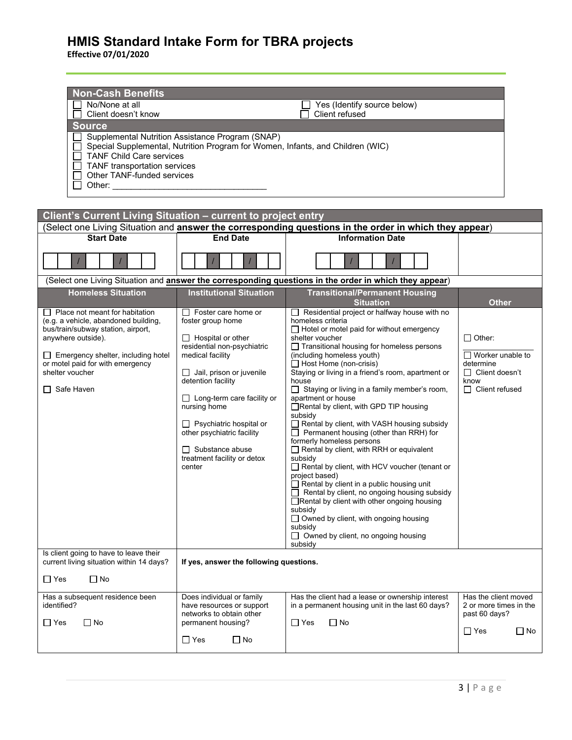# HMIS Standard Intake Form for TBRA projects

**Effective 07/01/2020**

## Non-Cash Benefits

| | |
|---|---|
| ☐ No/None at all | ☐ Yes (Identify source below) |
| ☐ Client doesn't know | ☐ Client refused |

**Source**

- ☐ Supplemental Nutrition Assistance Program (SNAP)
- ☐ Special Supplemental, Nutrition Program for Women, Infants, and Children (WIC)
- ☐ TANF Child Care services
- ☐ TANF transportation services
- ☐ Other TANF-funded services
- ☐ Other: ________________________________

## Client's Current Living Situation – current to project entry

(Select one Living Situation and **answer the corresponding questions in the order in which they appear**)

| Start Date | End Date | Information Date | |
|---|---|---|---|
| __ __ / __ __ / __ __ __ __ | __ __ / __ __ / __ __ __ __ | __ __ / __ __ / __ __ __ __ | |

(Select one Living Situation and **answer the corresponding questions in the order in which they appear**)

| Homeless Situation | Institutional Situation | Transitional/Permanent Housing Situation | Other |
|---|---|---|---|
| ☐ Place not meant for habitation (e.g. a vehicle, abandoned building, bus/train/subway station, airport, anywhere outside).<br><br>☐ Emergency shelter, including hotel or motel paid for with emergency shelter voucher<br><br>☐ Safe Haven | ☐ Foster care home or foster group home<br><br>☐ Hospital or other residential non-psychiatric medical facility<br><br>☐ Jail, prison or juvenile detention facility<br><br>☐ Long-term care facility or nursing home<br><br>☐ Psychiatric hospital or other psychiatric facility<br><br>☐ Substance abuse treatment facility or detox center | ☐ Residential project or halfway house with no homeless criteria<br>☐ Hotel or motel paid for without emergency shelter voucher<br>☐ Transitional housing for homeless persons (including homeless youth)<br>☐ Host Home (non-crisis)<br>Staying or living in a friend's room, apartment or house<br>☐ Staying or living in a family member's room, apartment or house<br>☐ Rental by client, with GPD TIP housing subsidy<br>☐ Rental by client, with VASH housing subsidy<br>☐ Permanent housing (other than RRH) for formerly homeless persons<br>☐ Rental by client, with RRH or equivalent subsidy<br>☐ Rental by client, with HCV voucher (tenant or project based)<br>☐ Rental by client in a public housing unit<br>☐ Rental by client, no ongoing housing subsidy<br>☐ Rental by client with other ongoing housing subsidy<br>☐ Owned by client, with ongoing housing subsidy<br>☐ Owned by client, no ongoing housing subsidy | ☐ Other: ____________<br><br>☐ Worker unable to determine<br>☐ Client doesn't know<br>☐ Client refused |
| Is client going to have to leave their current living situation within 14 days?<br><br>☐ Yes ☐ No | **If yes, answer the following questions.** | | |
| Has a subsequent residence been identified?<br><br>☐ Yes ☐ No | Does individual or family have resources or support networks to obtain other permanent housing?<br><br>☐ Yes ☐ No | Has the client had a lease or ownership interest in a permanent housing unit in the last 60 days?<br><br>☐ Yes ☐ No | Has the client moved 2 or more times in the past 60 days?<br><br>☐ Yes ☐ No |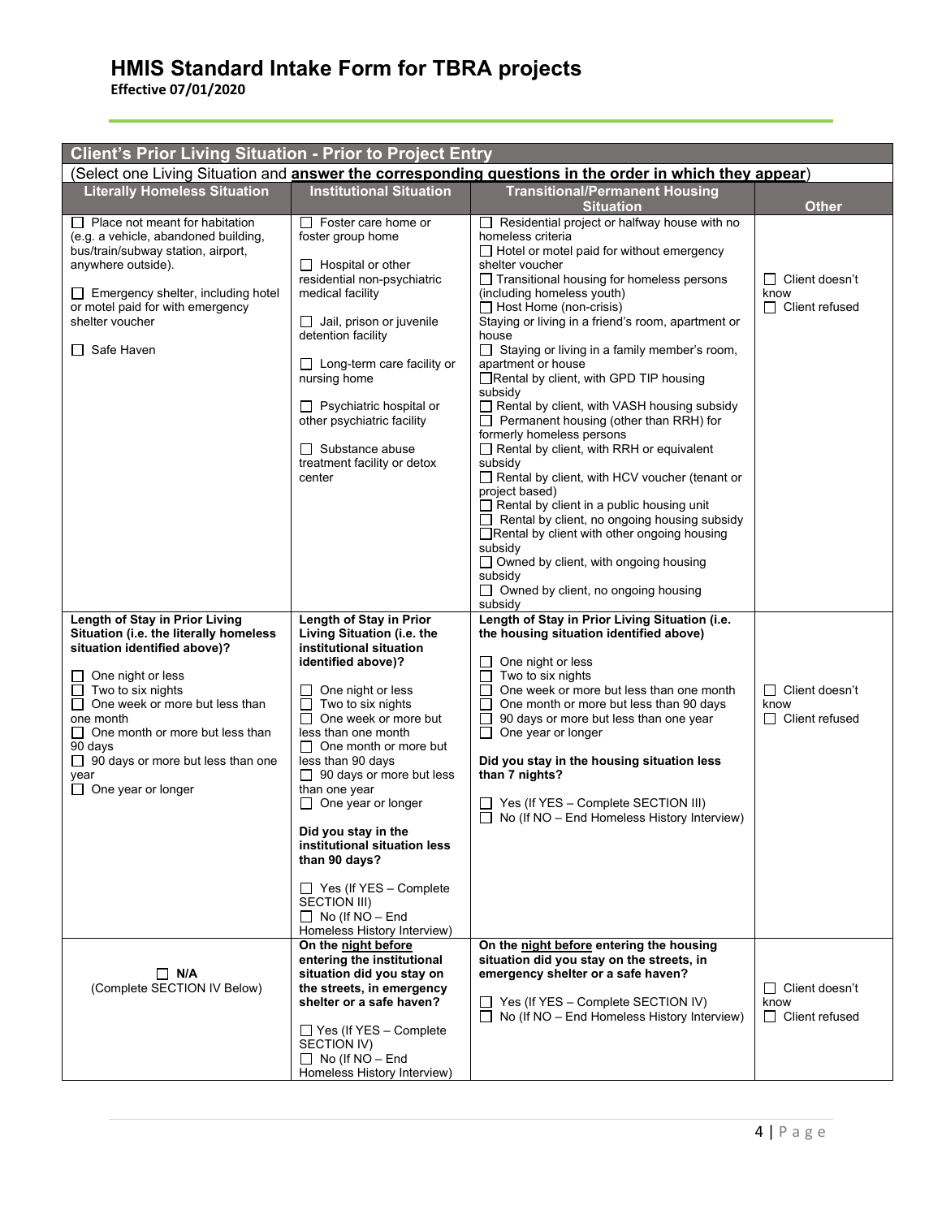# HMIS Standard Intake Form for TBRA projects

**Effective 07/01/2020**

| Client's Prior Living Situation - Prior to Project Entry | | | |
|---|---|---|---|
| (Select one Living Situation and **answer the corresponding questions in the order in which they appear**) | | | |
| **Literally Homeless Situation** | **Institutional Situation** | **Transitional/Permanent Housing Situation** | **Other** |
| ☐ Place not meant for habitation (e.g. a vehicle, abandoned building, bus/train/subway station, airport, anywhere outside).<br>☐ Emergency shelter, including hotel or motel paid for with emergency shelter voucher<br>☐ Safe Haven | ☐ Foster care home or foster group home<br>☐ Hospital or other residential non-psychiatric medical facility<br>☐ Jail, prison or juvenile detention facility<br>☐ Long-term care facility or nursing home<br>☐ Psychiatric hospital or other psychiatric facility<br>☐ Substance abuse treatment facility or detox center | ☐ Residential project or halfway house with no homeless criteria<br>☐ Hotel or motel paid for without emergency shelter voucher<br>☐ Transitional housing for homeless persons (including homeless youth)<br>☐ Host Home (non-crisis)<br>Staying or living in a friend's room, apartment or house<br>☐ Staying or living in a family member's room, apartment or house<br>☐ Rental by client, with GPD TIP housing subsidy<br>☐ Rental by client, with VASH housing subsidy<br>☐ Permanent housing (other than RRH) for formerly homeless persons<br>☐ Rental by client, with RRH or equivalent subsidy<br>☐ Rental by client, with HCV voucher (tenant or project based)<br>☐ Rental by client in a public housing unit<br>☐ Rental by client, no ongoing housing subsidy<br>☐ Rental by client with other ongoing housing subsidy<br>☐ Owned by client, with ongoing housing subsidy<br>☐ Owned by client, no ongoing housing subsidy | ☐ Client doesn't know<br>☐ Client refused |
| **Length of Stay in Prior Living Situation (i.e. the literally homeless situation identified above)?**<br>☐ One night or less<br>☐ Two to six nights<br>☐ One week or more but less than one month<br>☐ One month or more but less than 90 days<br>☐ 90 days or more but less than one year<br>☐ One year or longer | **Length of Stay in Prior Living Situation (i.e. the institutional situation identified above)?**<br>☐ One night or less<br>☐ Two to six nights<br>☐ One week or more but less than one month<br>☐ One month or more but less than 90 days<br>☐ 90 days or more but less than one year<br>☐ One year or longer<br>**Did you stay in the institutional situation less than 90 days?**<br>☐ Yes (If YES – Complete SECTION III)<br>☐ No (If NO – End Homeless History Interview) | **Length of Stay in Prior Living Situation (i.e. the housing situation identified above)**<br>☐ One night or less<br>☐ Two to six nights<br>☐ One week or more but less than one month<br>☐ One month or more but less than 90 days<br>☐ 90 days or more but less than one year<br>☐ One year or longer<br>**Did you stay in the housing situation less than 7 nights?**<br>☐ Yes (If YES – Complete SECTION III)<br>☐ No (If NO – End Homeless History Interview) | ☐ Client doesn't know<br>☐ Client refused |
| ☐ **N/A**<br>(Complete SECTION IV Below) | **On the night before entering the institutional situation did you stay on the streets, in emergency shelter or a safe haven?**<br>☐ Yes (If YES – Complete SECTION IV)<br>☐ No (If NO – End Homeless History Interview) | **On the night before entering the housing situation did you stay on the streets, in emergency shelter or a safe haven?**<br>☐ Yes (If YES – Complete SECTION IV)<br>☐ No (If NO – End Homeless History Interview) | ☐ Client doesn't know<br>☐ Client refused |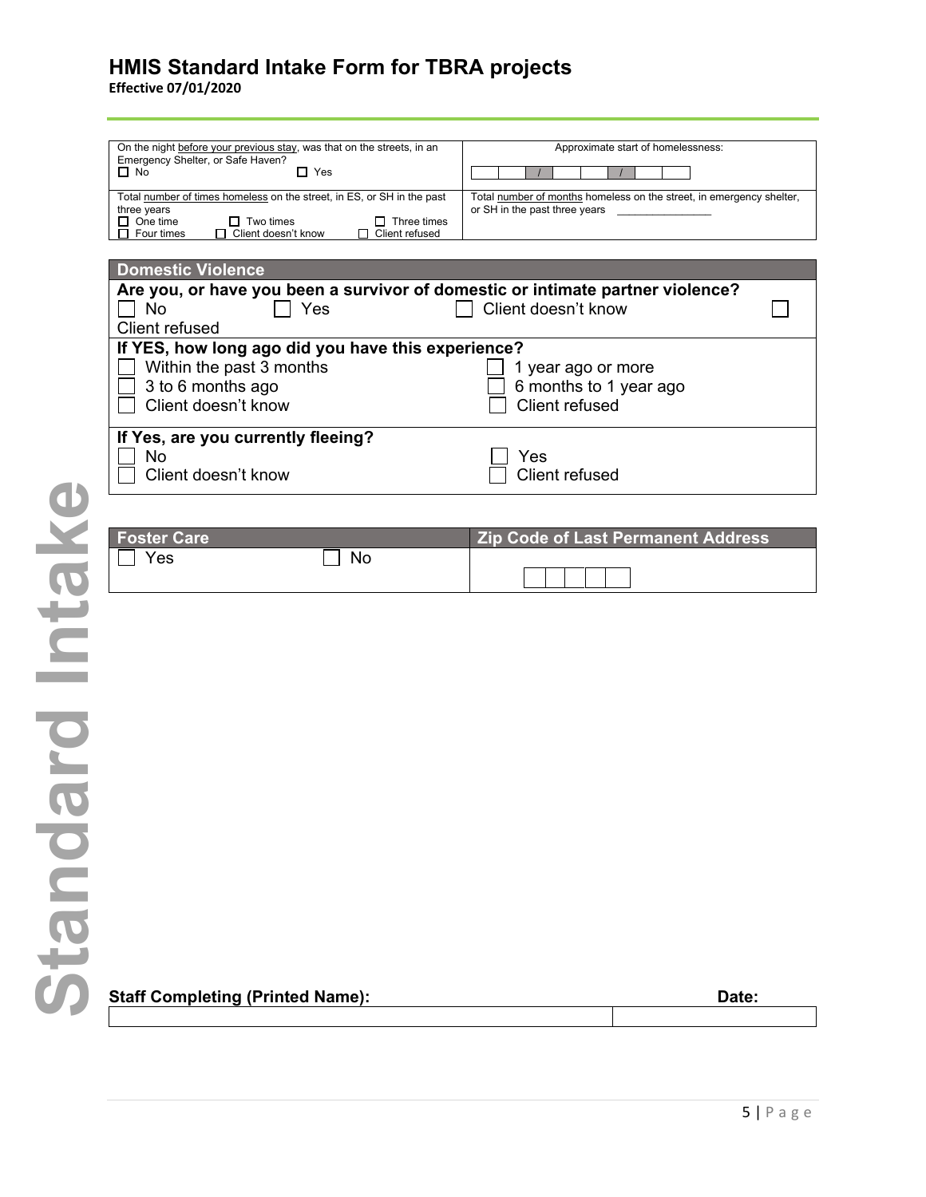# HMIS Standard Intake Form for TBRA projects

**Effective 07/01/2020**

| | |
|---|---|
| On the night before your previous stay, was that on the streets, in an Emergency Shelter, or Safe Haven?<br>☐ No ☐ Yes | Approximate start of homelessness:<br>\_\_ \_\_ / \_\_ \_\_ / \_\_ \_\_ \_\_ \_\_ |
| Total number of times homeless on the street, in ES, or SH in the past three years<br>☐ One time ☐ Two times ☐ Three times<br>☐ Four times ☐ Client doesn't know ☐ Client refused | Total number of months homeless on the street, in emergency shelter, or SH in the past three years \_\_\_\_\_\_\_\_\_\_\_\_\_\_ |

## Domestic Violence

**Are you, or have you been a survivor of domestic or intimate partner violence?**

☐ No ☐ Yes ☐ Client doesn't know ☐ Client refused

**If YES, how long ago did you have this experience?**

☐ Within the past 3 months ☐ 1 year ago or more
☐ 3 to 6 months ago ☐ 6 months to 1 year ago
☐ Client doesn't know ☐ Client refused

**If Yes, are you currently fleeing?**

☐ No ☐ Yes
☐ Client doesn't know ☐ Client refused

| Foster Care | Zip Code of Last Permanent Address |
|---|---|
| ☐ Yes ☐ No | \_\_ \_\_ \_\_ \_\_ \_\_ |

| Staff Completing (Printed Name): | Date: |
|---|---|
| | |

Standard Intake